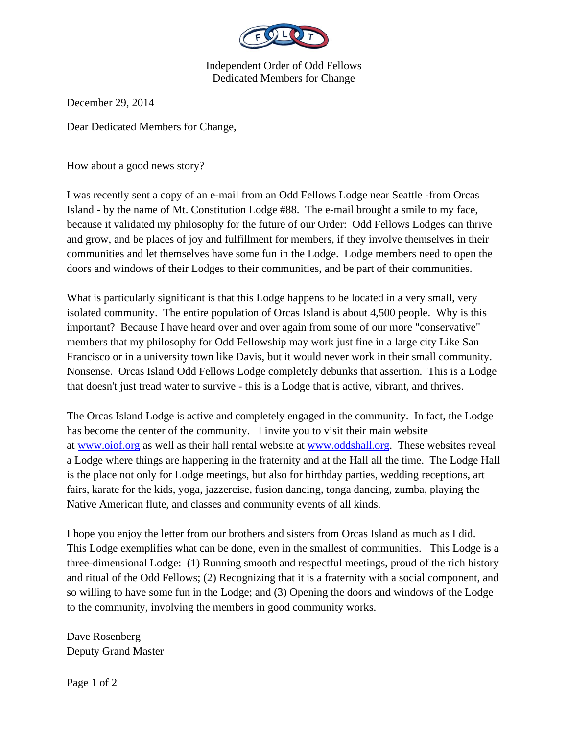Independent Order of Odd Fellows
Dedicated Members for Change

December 29, 2014

Dear Dedicated Members for Change,

How about a good news story?

I was recently sent a copy of an e-mail from an Odd Fellows Lodge near Seattle -from Orcas Island - by the name of Mt. Constitution Lodge #88. The e-mail brought a smile to my face, because it validated my philosophy for the future of our Order: Odd Fellows Lodges can thrive and grow, and be places of joy and fulfillment for members, if they involve themselves in their communities and let themselves have some fun in the Lodge. Lodge members need to open the doors and windows of their Lodges to their communities, and be part of their communities.

What is particularly significant is that this Lodge happens to be located in a very small, very isolated community. The entire population of Orcas Island is about 4,500 people. Why is this important? Because I have heard over and over again from some of our more "conservative" members that my philosophy for Odd Fellowship may work just fine in a large city Like San Francisco or in a university town like Davis, but it would never work in their small community. Nonsense. Orcas Island Odd Fellows Lodge completely debunks that assertion. This is a Lodge that doesn't just tread water to survive - this is a Lodge that is active, vibrant, and thrives.

The Orcas Island Lodge is active and completely engaged in the community. In fact, the Lodge has become the center of the community. I invite you to visit their main website at www.oiof.org as well as their hall rental website at www.oddshall.org. These websites reveal a Lodge where things are happening in the fraternity and at the Hall all the time. The Lodge Hall is the place not only for Lodge meetings, but also for birthday parties, wedding receptions, art fairs, karate for the kids, yoga, jazzercise, fusion dancing, tonga dancing, zumba, playing the Native American flute, and classes and community events of all kinds.

I hope you enjoy the letter from our brothers and sisters from Orcas Island as much as I did. This Lodge exemplifies what can be done, even in the smallest of communities. This Lodge is a three-dimensional Lodge: (1) Running smooth and respectful meetings, proud of the rich history and ritual of the Odd Fellows; (2) Recognizing that it is a fraternity with a social component, and so willing to have some fun in the Lodge; and (3) Opening the doors and windows of the Lodge to the community, involving the members in good community works.

Dave Rosenberg
Deputy Grand Master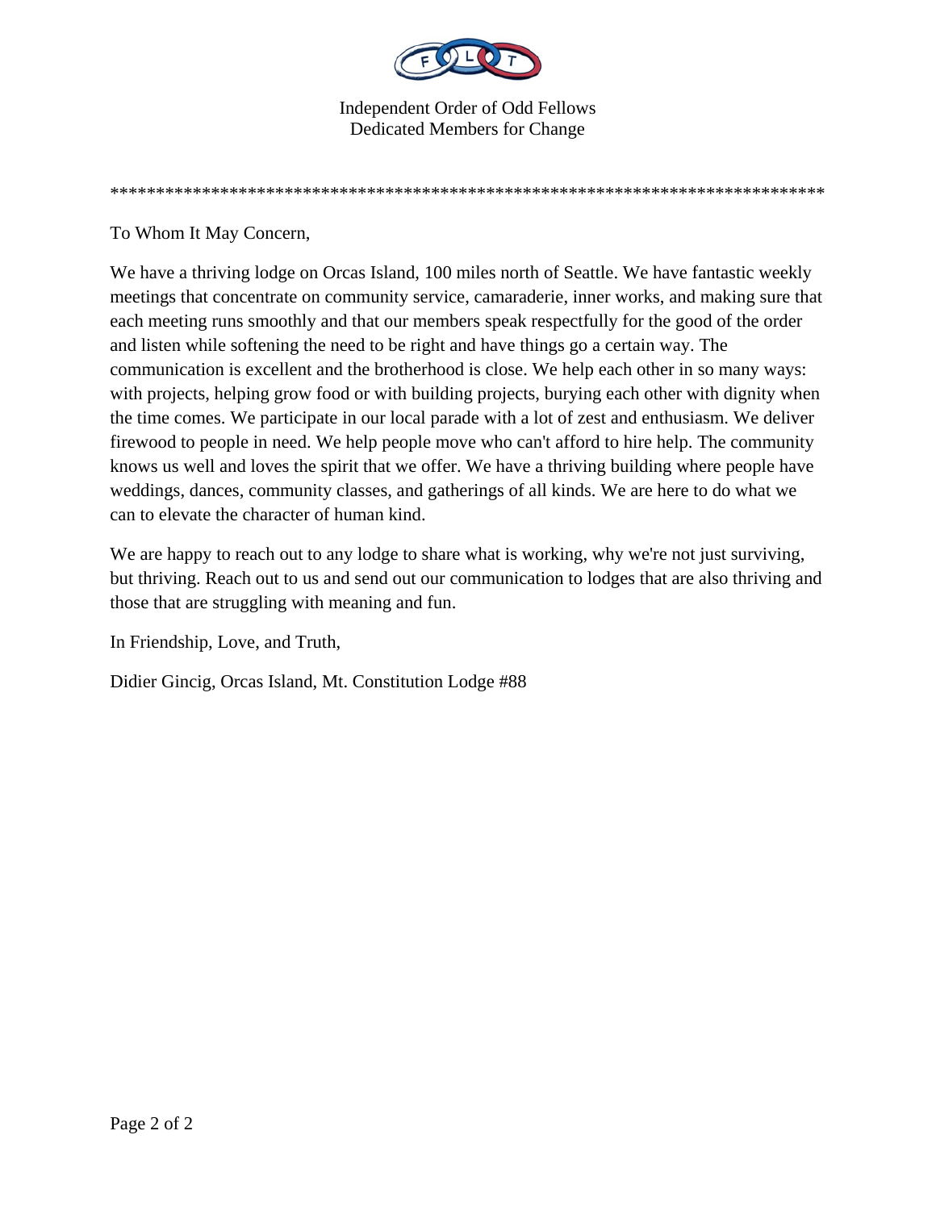Independent Order of Odd Fellows
Dedicated Members for Change

**********************************************************************************

To Whom It May Concern,

We have a thriving lodge on Orcas Island, 100 miles north of Seattle. We have fantastic weekly meetings that concentrate on community service, camaraderie, inner works, and making sure that each meeting runs smoothly and that our members speak respectfully for the good of the order and listen while softening the need to be right and have things go a certain way. The communication is excellent and the brotherhood is close. We help each other in so many ways: with projects, helping grow food or with building projects, burying each other with dignity when the time comes. We participate in our local parade with a lot of zest and enthusiasm. We deliver firewood to people in need. We help people move who can't afford to hire help. The community knows us well and loves the spirit that we offer. We have a thriving building where people have weddings, dances, community classes, and gatherings of all kinds. We are here to do what we can to elevate the character of human kind.

We are happy to reach out to any lodge to share what is working, why we're not just surviving, but thriving. Reach out to us and send out our communication to lodges that are also thriving and those that are struggling with meaning and fun.

In Friendship, Love, and Truth,

Didier Gincig, Orcas Island, Mt. Constitution Lodge #88